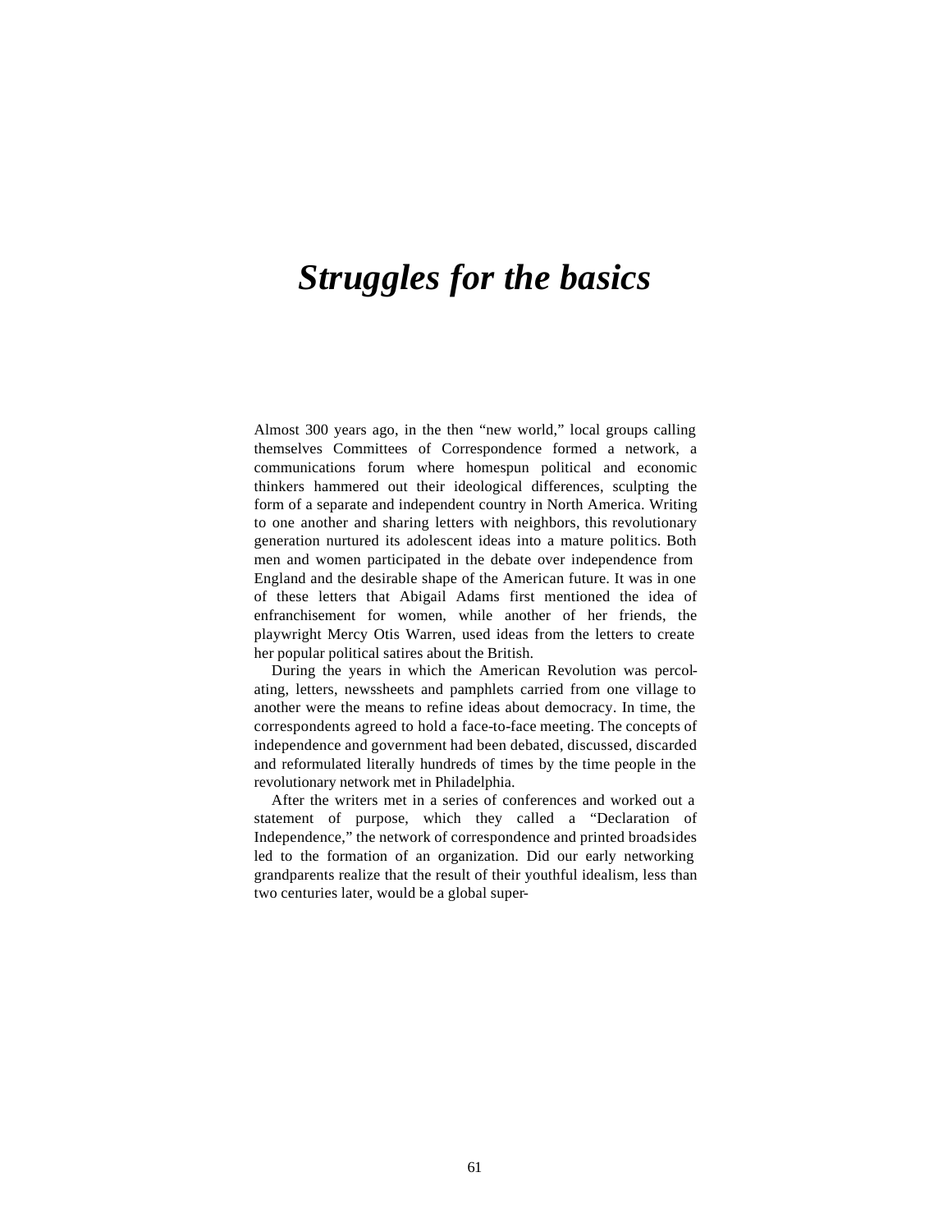# *Struggles for the basics*

Almost 300 years ago, in the then "new world," local groups calling themselves Committees of Correspondence formed a network, a communications forum where homespun political and economic thinkers hammered out their ideological differences, sculpting the form of a separate and independent country in North America. Writing to one another and sharing letters with neighbors, this revolutionary generation nurtured its adolescent ideas into a mature politics. Both men and women participated in the debate over independence from England and the desirable shape of the American future. It was in one of these letters that Abigail Adams first mentioned the idea of enfranchisement for women, while another of her friends, the playwright Mercy Otis Warren, used ideas from the letters to create her popular political satires about the British.

During the years in which the American Revolution was percolating, letters, newssheets and pamphlets carried from one village to another were the means to refine ideas about democracy. In time, the correspondents agreed to hold a face-to-face meeting. The concepts of independence and government had been debated, discussed, discarded and reformulated literally hundreds of times by the time people in the revolutionary network met in Philadelphia.

After the writers met in a series of conferences and worked out a statement of purpose, which they called a "Declaration of Independence," the network of correspondence and printed broadsides led to the formation of an organization. Did our early networking grandparents realize that the result of their youthful idealism, less than two centuries later, would be a global super-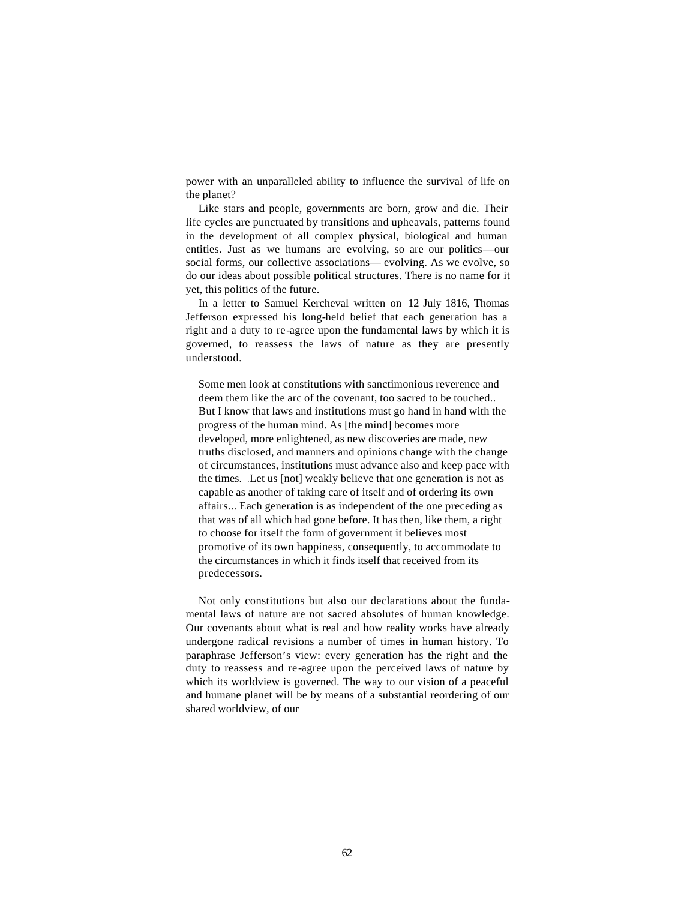power with an unparalleled ability to influence the survival of life on the planet?

Like stars and people, governments are born, grow and die. Their life cycles are punctuated by transitions and upheavals, patterns found in the development of all complex physical, biological and human entities. Just as we humans are evolving, so are our politics—our social forms, our collective associations— evolving. As we evolve, so do our ideas about possible political structures. There is no name for it yet, this politics of the future.

In a letter to Samuel Kercheval written on 12 July 1816, Thomas Jefferson expressed his long-held belief that each generation has a right and a duty to re-agree upon the fundamental laws by which it is governed, to reassess the laws of nature as they are presently understood.

> Some men look at constitutions with sanctimonious reverence and deem them like the arc of the covenant, too sacred to be touched.. . But I know that laws and institutions must go hand in hand with the progress of the human mind. As [the mind] becomes more developed, more enlightened, as new discoveries are made, new truths disclosed, and manners and opinions change with the change of circumstances, institutions must advance also and keep pace with the times. ...Let us [not] weakly believe that one generation is not as capable as another of taking care of itself and of ordering its own affairs... Each generation is as independent of the one preceding as that was of all which had gone before. It has then, like them, a right to choose for itself the form of government it believes most promotive of its own happiness, consequently, to accommodate to the circumstances in which it finds itself that received from its predecessors.

Not only constitutions but also our declarations about the fundamental laws of nature are not sacred absolutes of human knowledge. Our covenants about what is real and how reality works have already undergone radical revisions a number of times in human history. To paraphrase Jefferson's view: every generation has the right and the duty to reassess and re-agree upon the perceived laws of nature by which its worldview is governed. The way to our vision of a peaceful and humane planet will be by means of a substantial reordering of our shared worldview, of our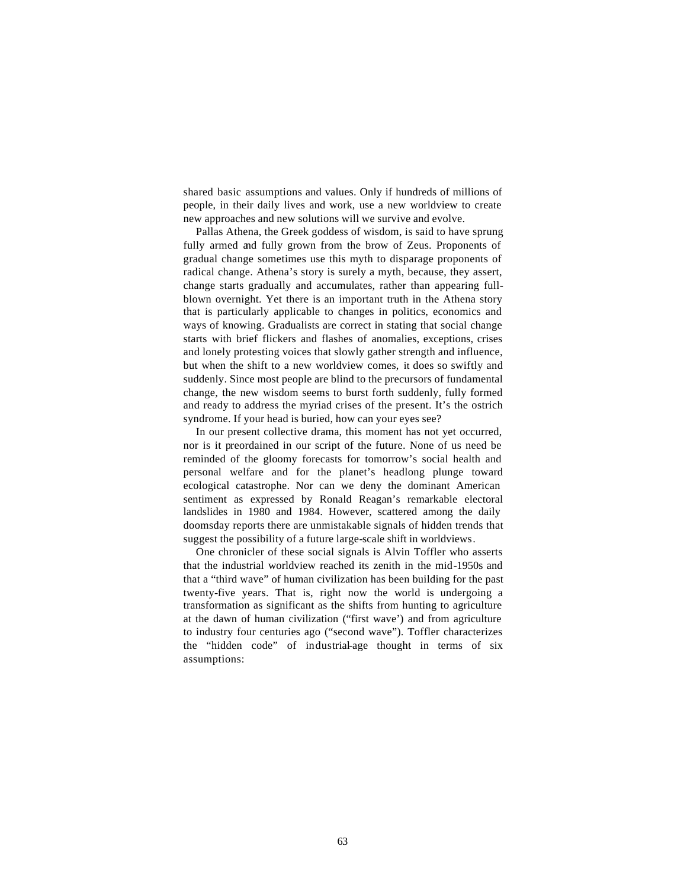shared basic assumptions and values. Only if hundreds of millions of people, in their daily lives and work, use a new worldview to create new approaches and new solutions will we survive and evolve.

Pallas Athena, the Greek goddess of wisdom, is said to have sprung fully armed and fully grown from the brow of Zeus. Proponents of gradual change sometimes use this myth to disparage proponents of radical change. Athena's story is surely a myth, because, they assert, change starts gradually and accumulates, rather than appearing full-blown overnight. Yet there is an important truth in the Athena story that is particularly applicable to changes in politics, economics and ways of knowing. Gradualists are correct in stating that social change starts with brief flickers and flashes of anomalies, exceptions, crises and lonely protesting voices that slowly gather strength and influence, but when the shift to a new worldview comes, it does so swiftly and suddenly. Since most people are blind to the precursors of fundamental change, the new wisdom seems to burst forth suddenly, fully formed and ready to address the myriad crises of the present. It's the ostrich syndrome. If your head is buried, how can your eyes see?

In our present collective drama, this moment has not yet occurred, nor is it preordained in our script of the future. None of us need be reminded of the gloomy forecasts for tomorrow's social health and personal welfare and for the planet's headlong plunge toward ecological catastrophe. Nor can we deny the dominant American sentiment as expressed by Ronald Reagan's remarkable electoral landslides in 1980 and 1984. However, scattered among the daily doomsday reports there are unmistakable signals of hidden trends that suggest the possibility of a future large-scale shift in worldviews.

One chronicler of these social signals is Alvin Toffler who asserts that the industrial worldview reached its zenith in the mid-1950s and that a "third wave" of human civilization has been building for the past twenty-five years. That is, right now the world is undergoing a transformation as significant as the shifts from hunting to agriculture at the dawn of human civilization ("first wave') and from agriculture to industry four centuries ago ("second wave"). Toffler characterizes the "hidden code" of industrial-age thought in terms of six assumptions: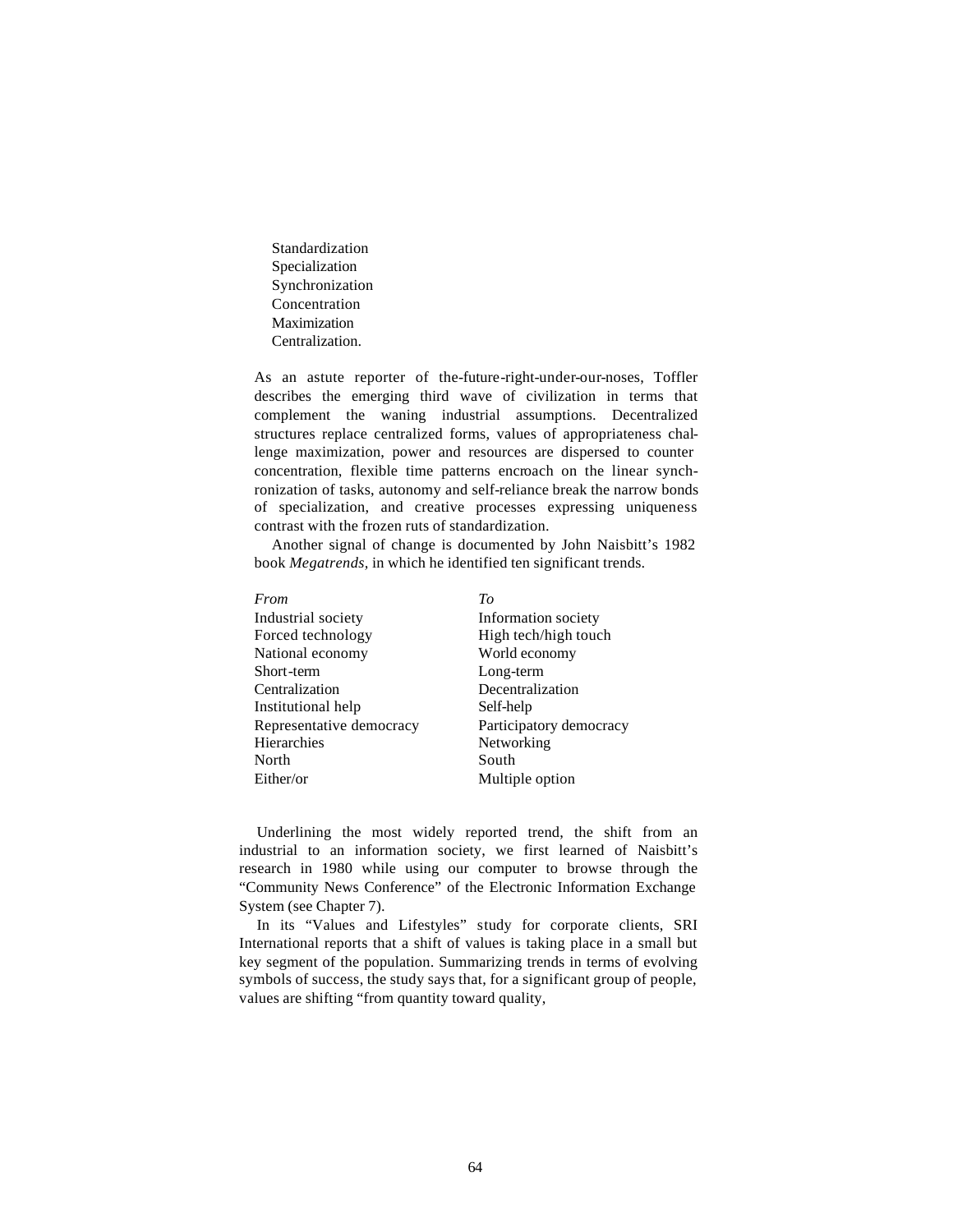Standardization
Specialization
Synchronization
Concentration
Maximization
Centralization.

As an astute reporter of the-future-right-under-our-noses, Toffler describes the emerging third wave of civilization in terms that complement the waning industrial assumptions. Decentralized structures replace centralized forms, values of appropriateness challenge maximization, power and resources are dispersed to counter concentration, flexible time patterns encroach on the linear synchronization of tasks, autonomy and self-reliance break the narrow bonds of specialization, and creative processes expressing uniqueness contrast with the frozen ruts of standardization.

Another signal of change is documented by John Naisbitt's 1982 book *Megatrends*, in which he identified ten significant trends.

| *From* | *To* |
|---|---|
| Industrial society | Information society |
| Forced technology | High tech/high touch |
| National economy | World economy |
| Short-term | Long-term |
| Centralization | Decentralization |
| Institutional help | Self-help |
| Representative democracy | Participatory democracy |
| Hierarchies | Networking |
| North | South |
| Either/or | Multiple option |

Underlining the most widely reported trend, the shift from an industrial to an information society, we first learned of Naisbitt's research in 1980 while using our computer to browse through the "Community News Conference" of the Electronic Information Exchange System (see Chapter 7).

In its "Values and Lifestyles" study for corporate clients, SRI International reports that a shift of values is taking place in a small but key segment of the population. Summarizing trends in terms of evolving symbols of success, the study says that, for a significant group of people, values are shifting "from quantity toward quality,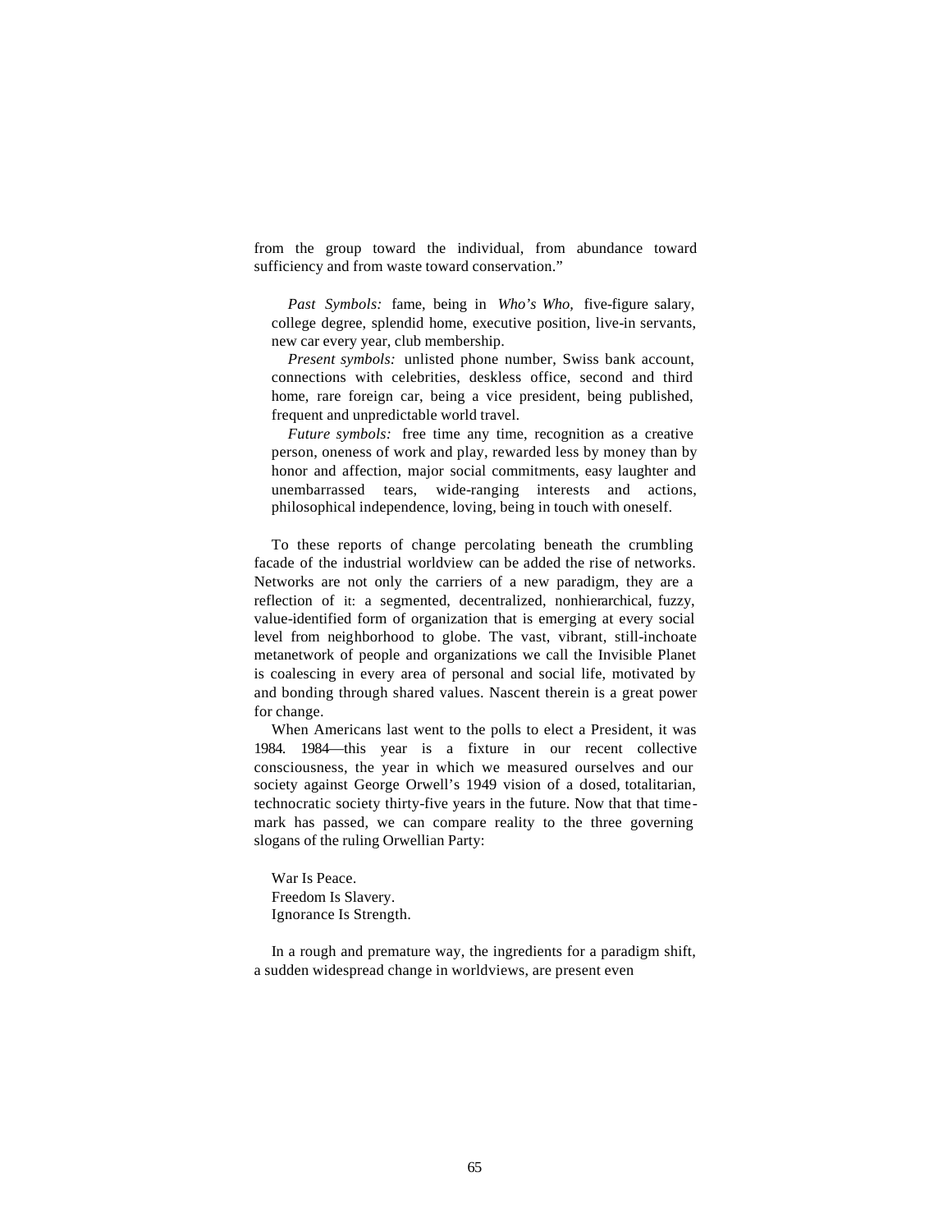from the group toward the individual, from abundance toward sufficiency and from waste toward conservation."

> *Past Symbols:* fame, being in *Who's Who,* five-figure salary, college degree, splendid home, executive position, live-in servants, new car every year, club membership.
>
> *Present symbols:* unlisted phone number, Swiss bank account, connections with celebrities, deskless office, second and third home, rare foreign car, being a vice president, being published, frequent and unpredictable world travel.
>
> *Future symbols:* free time any time, recognition as a creative person, oneness of work and play, rewarded less by money than by honor and affection, major social commitments, easy laughter and unembarrassed tears, wide-ranging interests and actions, philosophical independence, loving, being in touch with oneself.

To these reports of change percolating beneath the crumbling facade of the industrial worldview can be added the rise of networks. Networks are not only the carriers of a new paradigm, they are a reflection of it: a segmented, decentralized, nonhierarchical, fuzzy, value-identified form of organization that is emerging at every social level from neighborhood to globe. The vast, vibrant, still-inchoate metanetwork of people and organizations we call the Invisible Planet is coalescing in every area of personal and social life, motivated by and bonding through shared values. Nascent therein is a great power for change.

When Americans last went to the polls to elect a President, it was 1984. 1984—this year is a fixture in our recent collective consciousness, the year in which we measured ourselves and our society against George Orwell's 1949 vision of a dosed, totalitarian, technocratic society thirty-five years in the future. Now that that time-mark has passed, we can compare reality to the three governing slogans of the ruling Orwellian Party:

> War Is Peace.
> Freedom Is Slavery.
> Ignorance Is Strength.

In a rough and premature way, the ingredients for a paradigm shift, a sudden widespread change in worldviews, are present even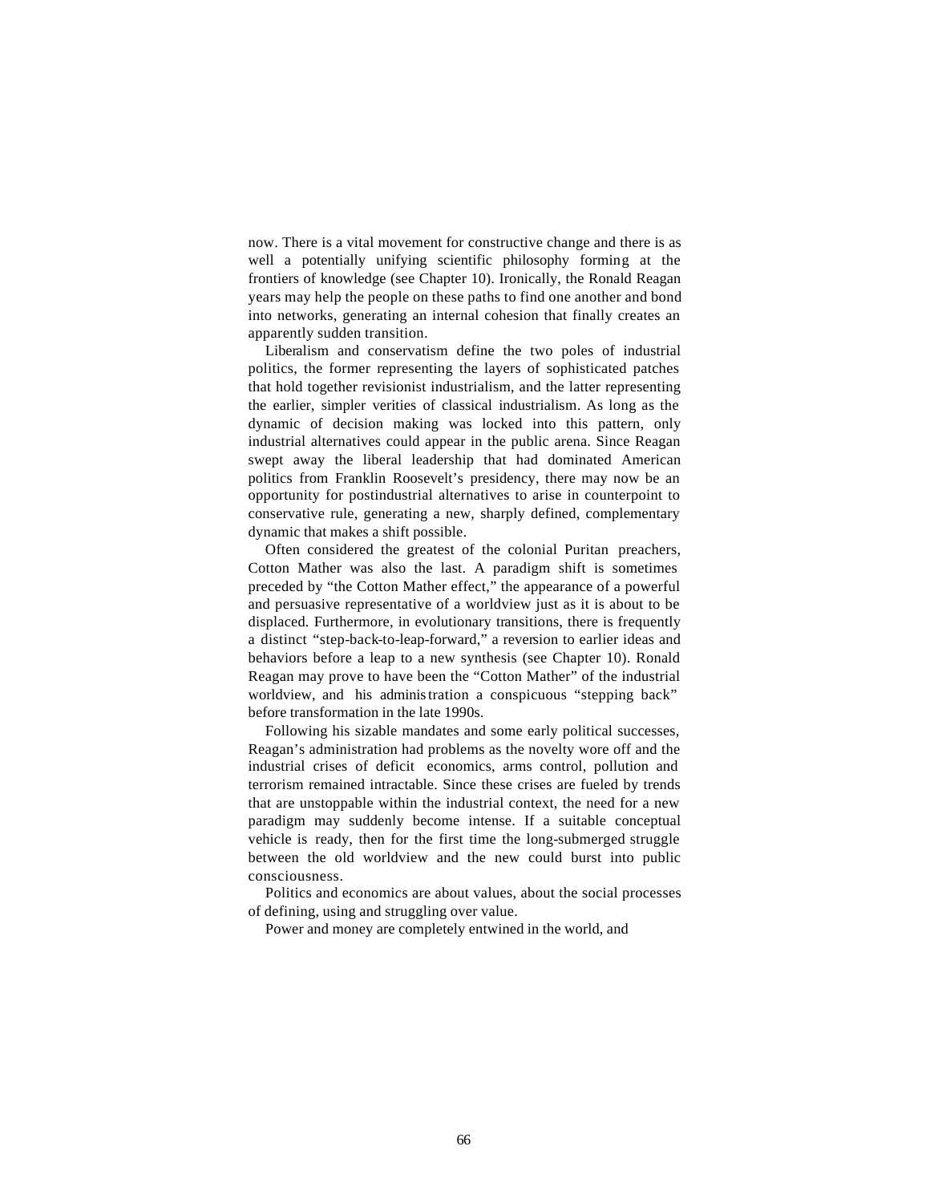now. There is a vital movement for constructive change and there is as well a potentially unifying scientific philosophy forming at the frontiers of knowledge (see Chapter 10). Ironically, the Ronald Reagan years may help the people on these paths to find one another and bond into networks, generating an internal cohesion that finally creates an apparently sudden transition.

Liberalism and conservatism define the two poles of industrial politics, the former representing the layers of sophisticated patches that hold together revisionist industrialism, and the latter representing the earlier, simpler verities of classical industrialism. As long as the dynamic of decision making was locked into this pattern, only industrial alternatives could appear in the public arena. Since Reagan swept away the liberal leadership that had dominated American politics from Franklin Roosevelt's presidency, there may now be an opportunity for postindustrial alternatives to arise in counterpoint to conservative rule, generating a new, sharply defined, complementary dynamic that makes a shift possible.

Often considered the greatest of the colonial Puritan preachers, Cotton Mather was also the last. A paradigm shift is sometimes preceded by "the Cotton Mather effect," the appearance of a powerful and persuasive representative of a worldview just as it is about to be displaced. Furthermore, in evolutionary transitions, there is frequently a distinct "step-back-to-leap-forward," a reversion to earlier ideas and behaviors before a leap to a new synthesis (see Chapter 10). Ronald Reagan may prove to have been the "Cotton Mather" of the industrial worldview, and his administration a conspicuous "stepping back" before transformation in the late 1990s.

Following his sizable mandates and some early political successes, Reagan's administration had problems as the novelty wore off and the industrial crises of deficit economics, arms control, pollution and terrorism remained intractable. Since these crises are fueled by trends that are unstoppable within the industrial context, the need for a new paradigm may suddenly become intense. If a suitable conceptual vehicle is ready, then for the first time the long-submerged struggle between the old worldview and the new could burst into public consciousness.

Politics and economics are about values, about the social processes of defining, using and struggling over value.

Power and money are completely entwined in the world, and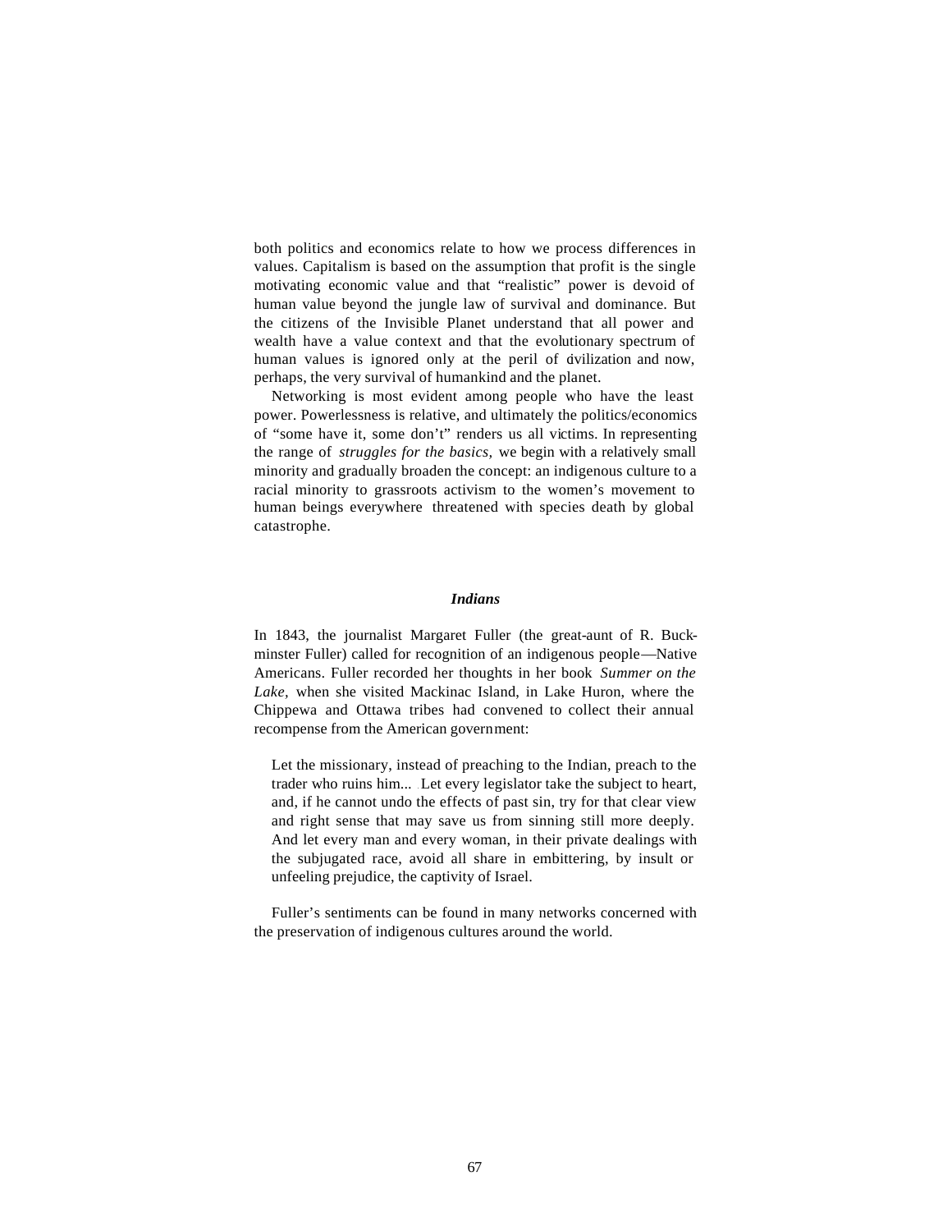both politics and economics relate to how we process differences in values. Capitalism is based on the assumption that profit is the single motivating economic value and that "realistic" power is devoid of human value beyond the jungle law of survival and dominance. But the citizens of the Invisible Planet understand that all power and wealth have a value context and that the evolutionary spectrum of human values is ignored only at the peril of civilization and now, perhaps, the very survival of humankind and the planet.

Networking is most evident among people who have the least power. Powerlessness is relative, and ultimately the politics/economics of "some have it, some don't" renders us all victims. In representing the range of *struggles for the basics,* we begin with a relatively small minority and gradually broaden the concept: an indigenous culture to a racial minority to grassroots activism to the women's movement to human beings everywhere threatened with species death by global catastrophe.

### *Indians*

In 1843, the journalist Margaret Fuller (the great-aunt of R. Buckminster Fuller) called for recognition of an indigenous people—Native Americans. Fuller recorded her thoughts in her book *Summer on the Lake,* when she visited Mackinac Island, in Lake Huron, where the Chippewa and Ottawa tribes had convened to collect their annual recompense from the American government:

> Let the missionary, instead of preaching to the Indian, preach to the trader who ruins him... Let every legislator take the subject to heart, and, if he cannot undo the effects of past sin, try for that clear view and right sense that may save us from sinning still more deeply. And let every man and every woman, in their private dealings with the subjugated race, avoid all share in embittering, by insult or unfeeling prejudice, the captivity of Israel.

Fuller's sentiments can be found in many networks concerned with the preservation of indigenous cultures around the world.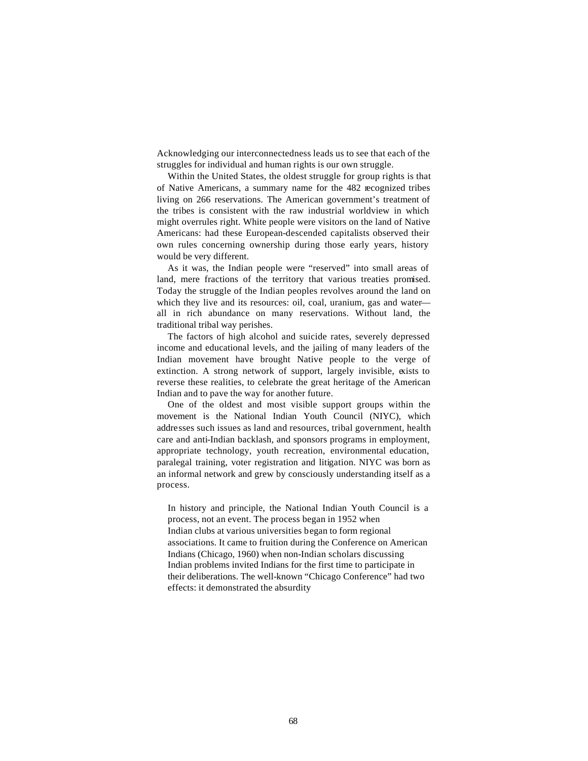Acknowledging our interconnectedness leads us to see that each of the struggles for individual and human rights is our own struggle.

Within the United States, the oldest struggle for group rights is that of Native Americans, a summary name for the 482 recognized tribes living on 266 reservations. The American government's treatment of the tribes is consistent with the raw industrial worldview in which might overrules right. White people were visitors on the land of Native Americans: had these European-descended capitalists observed their own rules concerning ownership during those early years, history would be very different.

As it was, the Indian people were "reserved" into small areas of land, mere fractions of the territory that various treaties promised. Today the struggle of the Indian peoples revolves around the land on which they live and its resources: oil, coal, uranium, gas and water—all in rich abundance on many reservations. Without land, the traditional tribal way perishes.

The factors of high alcohol and suicide rates, severely depressed income and educational levels, and the jailing of many leaders of the Indian movement have brought Native people to the verge of extinction. A strong network of support, largely invisible, exists to reverse these realities, to celebrate the great heritage of the American Indian and to pave the way for another future.

One of the oldest and most visible support groups within the movement is the National Indian Youth Council (NIYC), which addresses such issues as land and resources, tribal government, health care and anti-Indian backlash, and sponsors programs in employment, appropriate technology, youth recreation, environmental education, paralegal training, voter registration and litigation. NIYC was born as an informal network and grew by consciously understanding itself as a process.

> In history and principle, the National Indian Youth Council is a process, not an event. The process began in 1952 when Indian clubs at various universities began to form regional associations. It came to fruition during the Conference on American Indians (Chicago, 1960) when non-Indian scholars discussing Indian problems invited Indians for the first time to participate in their deliberations. The well-known "Chicago Conference" had two effects: it demonstrated the absurdity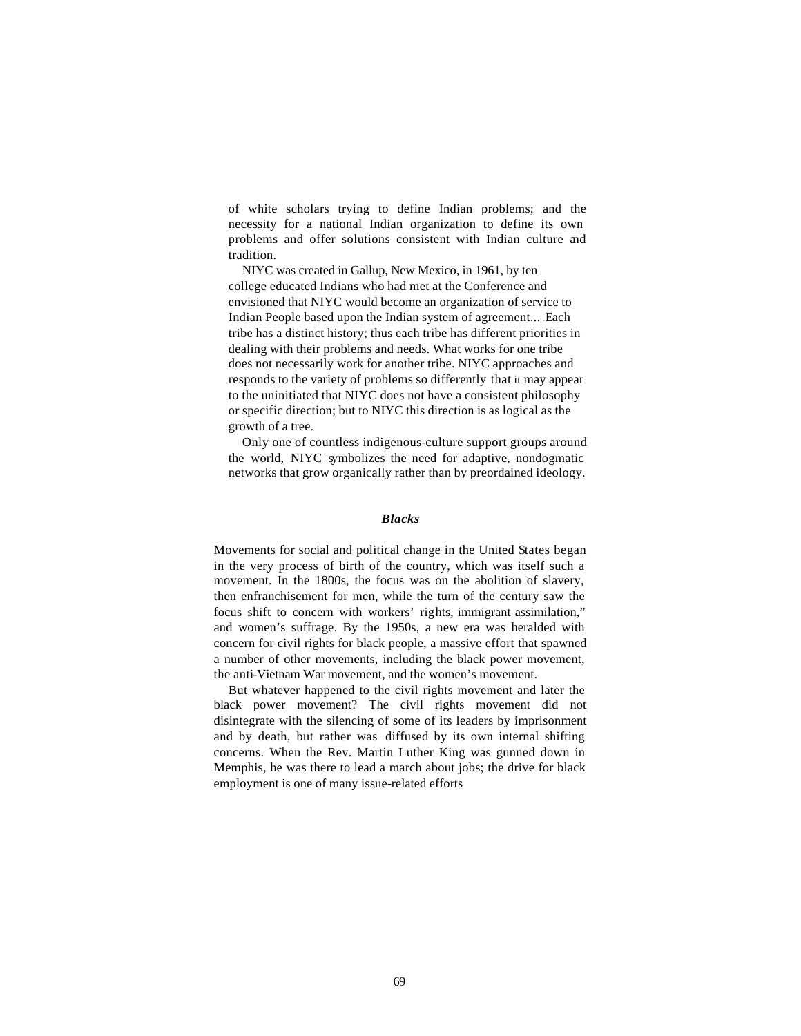of white scholars trying to define Indian problems; and the necessity for a national Indian organization to define its own problems and offer solutions consistent with Indian culture and tradition.

NIYC was created in Gallup, New Mexico, in 1961, by ten college educated Indians who had met at the Conference and envisioned that NIYC would become an organization of service to Indian People based upon the Indian system of agreement... Each tribe has a distinct history; thus each tribe has different priorities in dealing with their problems and needs. What works for one tribe does not necessarily work for another tribe. NIYC approaches and responds to the variety of problems so differently that it may appear to the uninitiated that NIYC does not have a consistent philosophy or specific direction; but to NIYC this direction is as logical as the growth of a tree.

Only one of countless indigenous-culture support groups around the world, NIYC symbolizes the need for adaptive, nondogmatic networks that grow organically rather than by preordained ideology.

### *Blacks*

Movements for social and political change in the United States began in the very process of birth of the country, which was itself such a movement. In the 1800s, the focus was on the abolition of slavery, then enfranchisement for men, while the turn of the century saw the focus shift to concern with workers' rights, immigrant assimilation," and women's suffrage. By the 1950s, a new era was heralded with concern for civil rights for black people, a massive effort that spawned a number of other movements, including the black power movement, the anti-Vietnam War movement, and the women's movement.

But whatever happened to the civil rights movement and later the black power movement? The civil rights movement did not disintegrate with the silencing of some of its leaders by imprisonment and by death, but rather was diffused by its own internal shifting concerns. When the Rev. Martin Luther King was gunned down in Memphis, he was there to lead a march about jobs; the drive for black employment is one of many issue-related efforts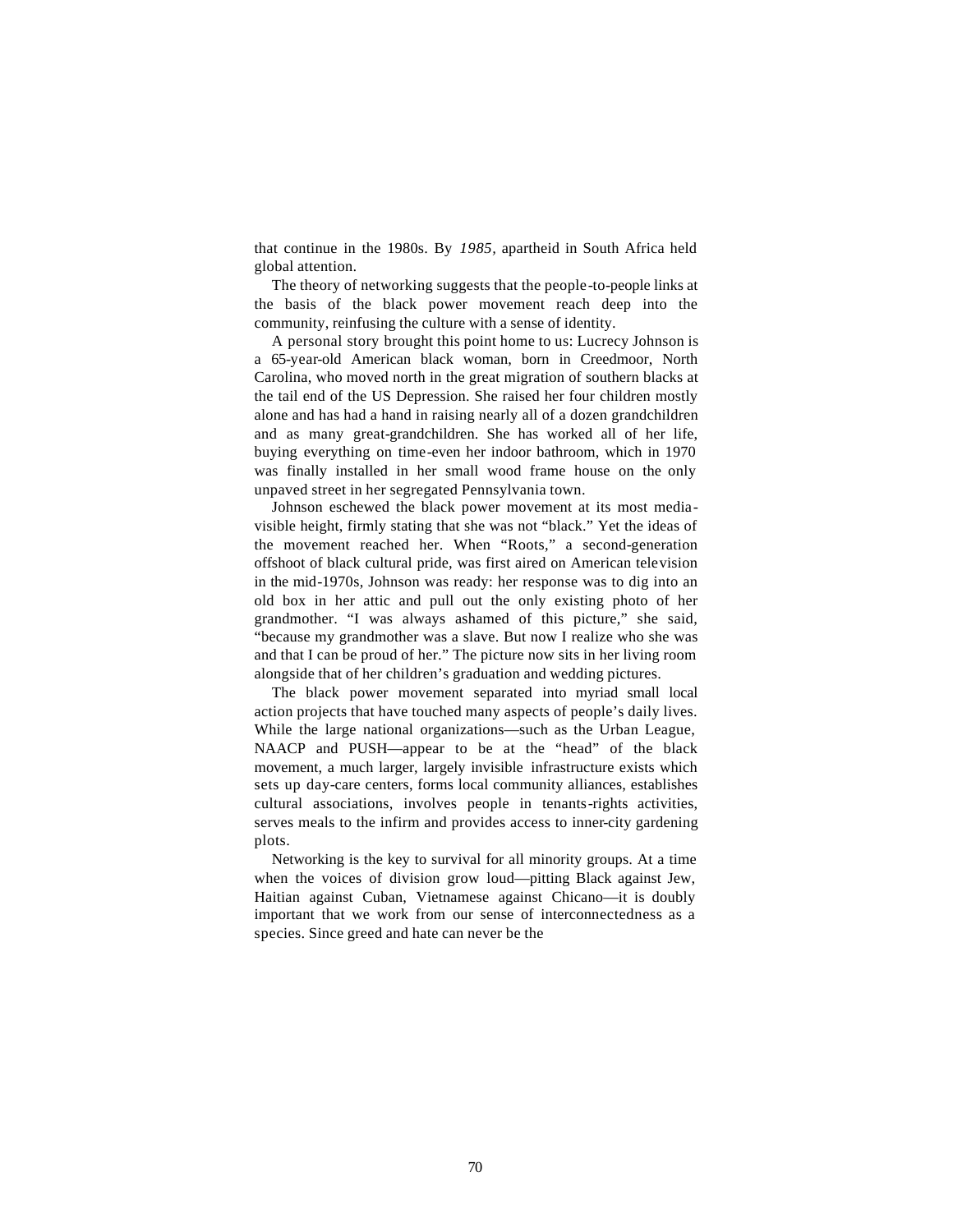that continue in the 1980s. By *1985,* apartheid in South Africa held global attention.

The theory of networking suggests that the people-to-people links at the basis of the black power movement reach deep into the community, reinfusing the culture with a sense of identity.

A personal story brought this point home to us: Lucrecy Johnson is a 65-year-old American black woman, born in Creedmoor, North Carolina, who moved north in the great migration of southern blacks at the tail end of the US Depression. She raised her four children mostly alone and has had a hand in raising nearly all of a dozen grandchildren and as many great-grandchildren. She has worked all of her life, buying everything on time-even her indoor bathroom, which in 1970 was finally installed in her small wood frame house on the only unpaved street in her segregated Pennsylvania town.

Johnson eschewed the black power movement at its most media-visible height, firmly stating that she was not "black." Yet the ideas of the movement reached her. When "Roots," a second-generation offshoot of black cultural pride, was first aired on American television in the mid-1970s, Johnson was ready: her response was to dig into an old box in her attic and pull out the only existing photo of her grandmother. "I was always ashamed of this picture," she said, "because my grandmother was a slave. But now I realize who she was and that I can be proud of her." The picture now sits in her living room alongside that of her children's graduation and wedding pictures.

The black power movement separated into myriad small local action projects that have touched many aspects of people's daily lives. While the large national organizations—such as the Urban League, NAACP and PUSH—appear to be at the "head" of the black movement, a much larger, largely invisible infrastructure exists which sets up day-care centers, forms local community alliances, establishes cultural associations, involves people in tenants-rights activities, serves meals to the infirm and provides access to inner-city gardening plots.

Networking is the key to survival for all minority groups. At a time when the voices of division grow loud—pitting Black against Jew, Haitian against Cuban, Vietnamese against Chicano—it is doubly important that we work from our sense of interconnectedness as a species. Since greed and hate can never be the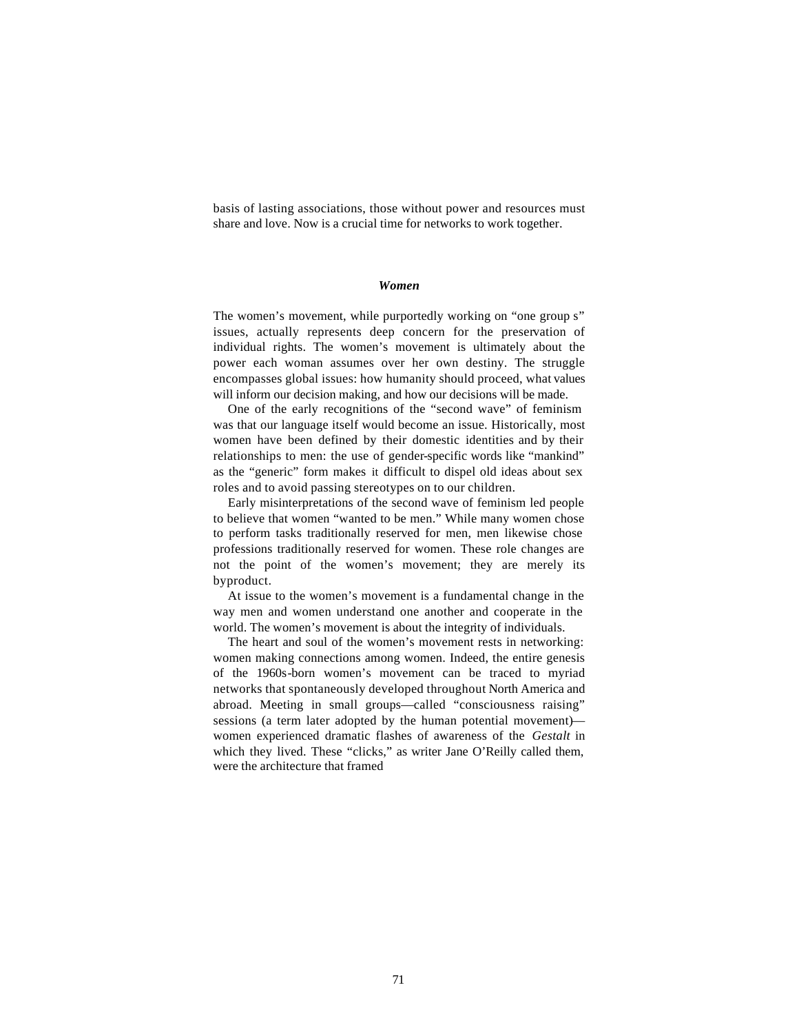basis of lasting associations, those without power and resources must share and love. Now is a crucial time for networks to work together.

### *Women*

The women's movement, while purportedly working on "one group s" issues, actually represents deep concern for the preservation of individual rights. The women's movement is ultimately about the power each woman assumes over her own destiny. The struggle encompasses global issues: how humanity should proceed, what values will inform our decision making, and how our decisions will be made.

One of the early recognitions of the "second wave" of feminism was that our language itself would become an issue. Historically, most women have been defined by their domestic identities and by their relationships to men: the use of gender-specific words like "mankind" as the "generic" form makes it difficult to dispel old ideas about sex roles and to avoid passing stereotypes on to our children.

Early misinterpretations of the second wave of feminism led people to believe that women "wanted to be men." While many women chose to perform tasks traditionally reserved for men, men likewise chose professions traditionally reserved for women. These role changes are not the point of the women's movement; they are merely its byproduct.

At issue to the women's movement is a fundamental change in the way men and women understand one another and cooperate in the world. The women's movement is about the integrity of individuals.

The heart and soul of the women's movement rests in networking: women making connections among women. Indeed, the entire genesis of the 1960s-born women's movement can be traced to myriad networks that spontaneously developed throughout North America and abroad. Meeting in small groups—called "consciousness raising" sessions (a term later adopted by the human potential movement)—women experienced dramatic flashes of awareness of the *Gestalt* in which they lived. These "clicks," as writer Jane O'Reilly called them, were the architecture that framed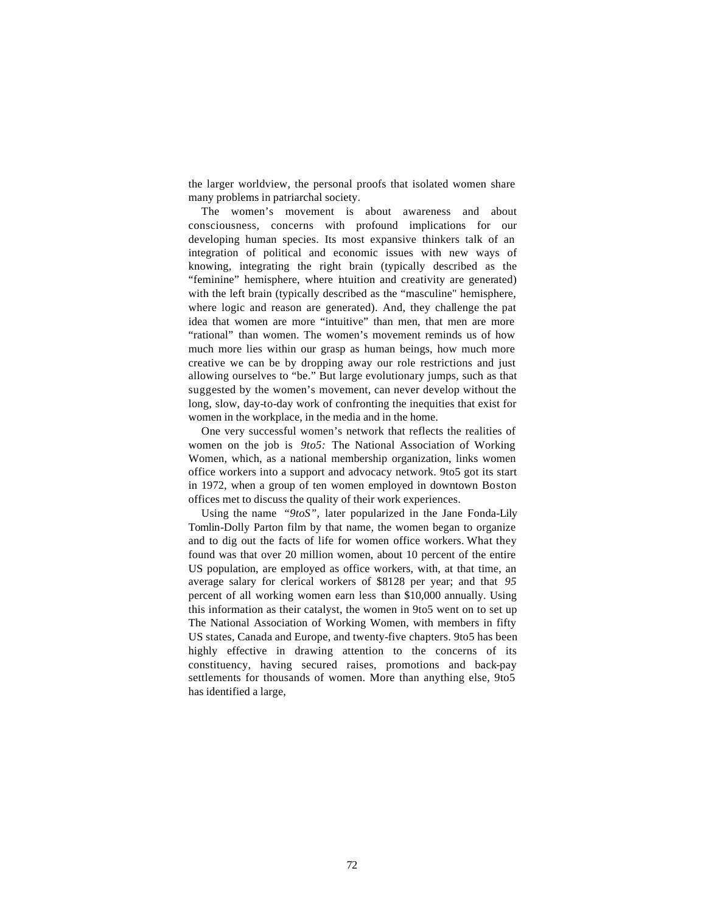the larger worldview, the personal proofs that isolated women share many problems in patriarchal society.

The women's movement is about awareness and about consciousness, concerns with profound implications for our developing human species. Its most expansive thinkers talk of an integration of political and economic issues with new ways of knowing, integrating the right brain (typically described as the "feminine" hemisphere, where intuition and creativity are generated) with the left brain (typically described as the "masculine" hemisphere, where logic and reason are generated). And, they challenge the pat idea that women are more "intuitive" than men, that men are more "rational" than women. The women's movement reminds us of how much more lies within our grasp as human beings, how much more creative we can be by dropping away our role restrictions and just allowing ourselves to "be." But large evolutionary jumps, such as that suggested by the women's movement, can never develop without the long, slow, day-to-day work of confronting the inequities that exist for women in the workplace, in the media and in the home.

One very successful women's network that reflects the realities of women on the job is *9to5:* The National Association of Working Women, which, as a national membership organization, links women office workers into a support and advocacy network. 9to5 got its start in 1972, when a group of ten women employed in downtown Boston offices met to discuss the quality of their work experiences.

Using the name *"9toS",* later popularized in the Jane Fonda-Lily Tomlin-Dolly Parton film by that name, the women began to organize and to dig out the facts of life for women office workers. What they found was that over 20 million women, about 10 percent of the entire US population, are employed as office workers, with, at that time, an average salary for clerical workers of $8128 per year; and that *95* percent of all working women earn less than $10,000 annually. Using this information as their catalyst, the women in 9to5 went on to set up The National Association of Working Women, with members in fifty US states, Canada and Europe, and twenty-five chapters. 9to5 has been highly effective in drawing attention to the concerns of its constituency, having secured raises, promotions and back-pay settlements for thousands of women. More than anything else, 9to5 has identified a large,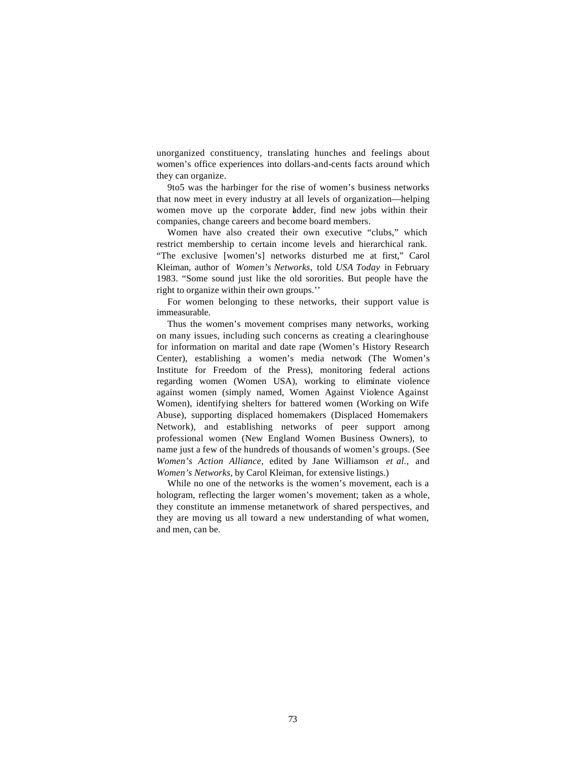unorganized constituency, translating hunches and feelings about women's office experiences into dollars-and-cents facts around which they can organize.

9to5 was the harbinger for the rise of women's business networks that now meet in every industry at all levels of organization—helping women move up the corporate ladder, find new jobs within their companies, change careers and become board members.

Women have also created their own executive "clubs," which restrict membership to certain income levels and hierarchical rank. "The exclusive [women's] networks disturbed me at first," Carol Kleiman, author of *Women's Networks,* told *USA Today* in February 1983. "Some sound just like the old sororities. But people have the right to organize within their own groups.''

For women belonging to these networks, their support value is immeasurable.

Thus the women's movement comprises many networks, working on many issues, including such concerns as creating a clearinghouse for information on marital and date rape (Women's History Research Center), establishing a women's media network (The Women's Institute for Freedom of the Press), monitoring federal actions regarding women (Women USA), working to eliminate violence against women (simply named, Women Against Violence Against Women), identifying shelters for battered women (Working on Wife Abuse), supporting displaced homemakers (Displaced Homemakers Network), and establishing networks of peer support among professional women (New England Women Business Owners), to name just a few of the hundreds of thousands of women's groups. (See *Women's Action Alliance,* edited by Jane Williamson *et al.,* and *Women's Networks,* by Carol Kleiman, for extensive listings.)

While no one of the networks is the women's movement, each is a hologram, reflecting the larger women's movement; taken as a whole, they constitute an immense metanetwork of shared perspectives, and they are moving us all toward a new understanding of what women, and men, can be.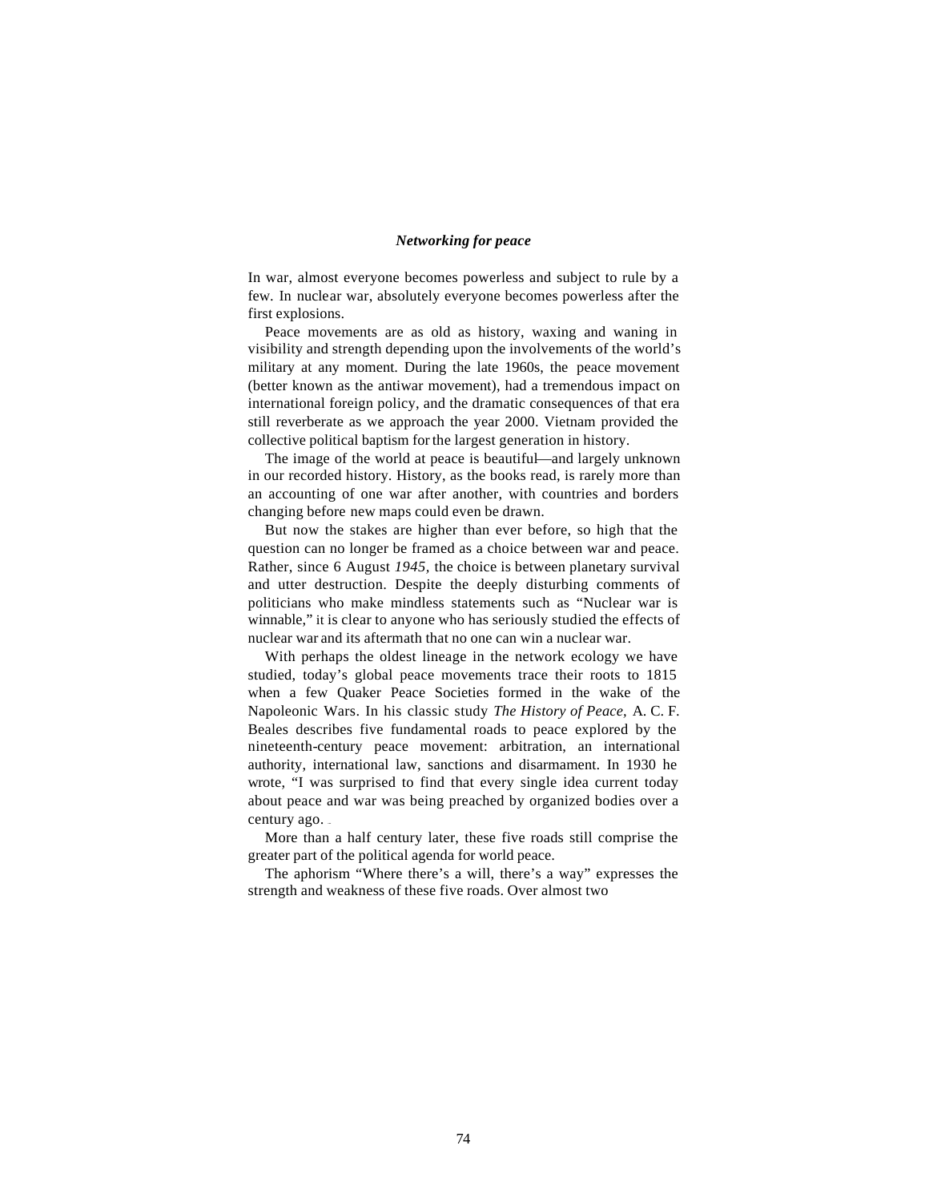### *Networking for peace*

In war, almost everyone becomes powerless and subject to rule by a few. In nuclear war, absolutely everyone becomes powerless after the first explosions.

Peace movements are as old as history, waxing and waning in visibility and strength depending upon the involvements of the world's military at any moment. During the late 1960s, the peace movement (better known as the antiwar movement), had a tremendous impact on international foreign policy, and the dramatic consequences of that era still reverberate as we approach the year 2000. Vietnam provided the collective political baptism for the largest generation in history.

The image of the world at peace is beautiful—and largely unknown in our recorded history. History, as the books read, is rarely more than an accounting of one war after another, with countries and borders changing before new maps could even be drawn.

But now the stakes are higher than ever before, so high that the question can no longer be framed as a choice between war and peace. Rather, since 6 August *1945,* the choice is between planetary survival and utter destruction. Despite the deeply disturbing comments of politicians who make mindless statements such as "Nuclear war is winnable," it is clear to anyone who has seriously studied the effects of nuclear war and its aftermath that no one can win a nuclear war.

With perhaps the oldest lineage in the network ecology we have studied, today's global peace movements trace their roots to 1815 when a few Quaker Peace Societies formed in the wake of the Napoleonic Wars. In his classic study *The History of Peace,* A. C. F. Beales describes five fundamental roads to peace explored by the nineteenth-century peace movement: arbitration, an international authority, international law, sanctions and disarmament. In 1930 he wrote, "I was surprised to find that every single idea current today about peace and war was being preached by organized bodies over a century ago.

More than a half century later, these five roads still comprise the greater part of the political agenda for world peace.

The aphorism "Where there's a will, there's a way" expresses the strength and weakness of these five roads. Over almost two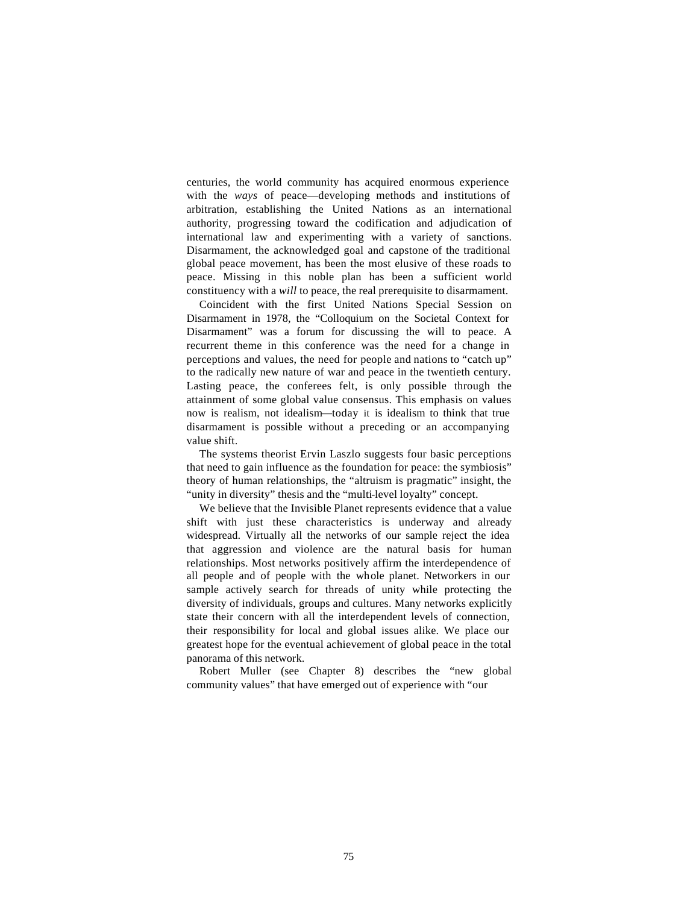centuries, the world community has acquired enormous experience with the *ways* of peace—developing methods and institutions of arbitration, establishing the United Nations as an international authority, progressing toward the codification and adjudication of international law and experimenting with a variety of sanctions. Disarmament, the acknowledged goal and capstone of the traditional global peace movement, has been the most elusive of these roads to peace. Missing in this noble plan has been a sufficient world constituency with a *will* to peace, the real prerequisite to disarmament.

Coincident with the first United Nations Special Session on Disarmament in 1978, the "Colloquium on the Societal Context for Disarmament" was a forum for discussing the will to peace. A recurrent theme in this conference was the need for a change in perceptions and values, the need for people and nations to "catch up" to the radically new nature of war and peace in the twentieth century. Lasting peace, the conferees felt, is only possible through the attainment of some global value consensus. This emphasis on values now is realism, not idealism—today it is idealism to think that true disarmament is possible without a preceding or an accompanying value shift.

The systems theorist Ervin Laszlo suggests four basic perceptions that need to gain influence as the foundation for peace: the symbiosis" theory of human relationships, the "altruism is pragmatic" insight, the "unity in diversity" thesis and the "multi-level loyalty" concept.

We believe that the Invisible Planet represents evidence that a value shift with just these characteristics is underway and already widespread. Virtually all the networks of our sample reject the idea that aggression and violence are the natural basis for human relationships. Most networks positively affirm the interdependence of all people and of people with the whole planet. Networkers in our sample actively search for threads of unity while protecting the diversity of individuals, groups and cultures. Many networks explicitly state their concern with all the interdependent levels of connection, their responsibility for local and global issues alike. We place our greatest hope for the eventual achievement of global peace in the total panorama of this network.

Robert Muller (see Chapter 8) describes the "new global community values" that have emerged out of experience with "our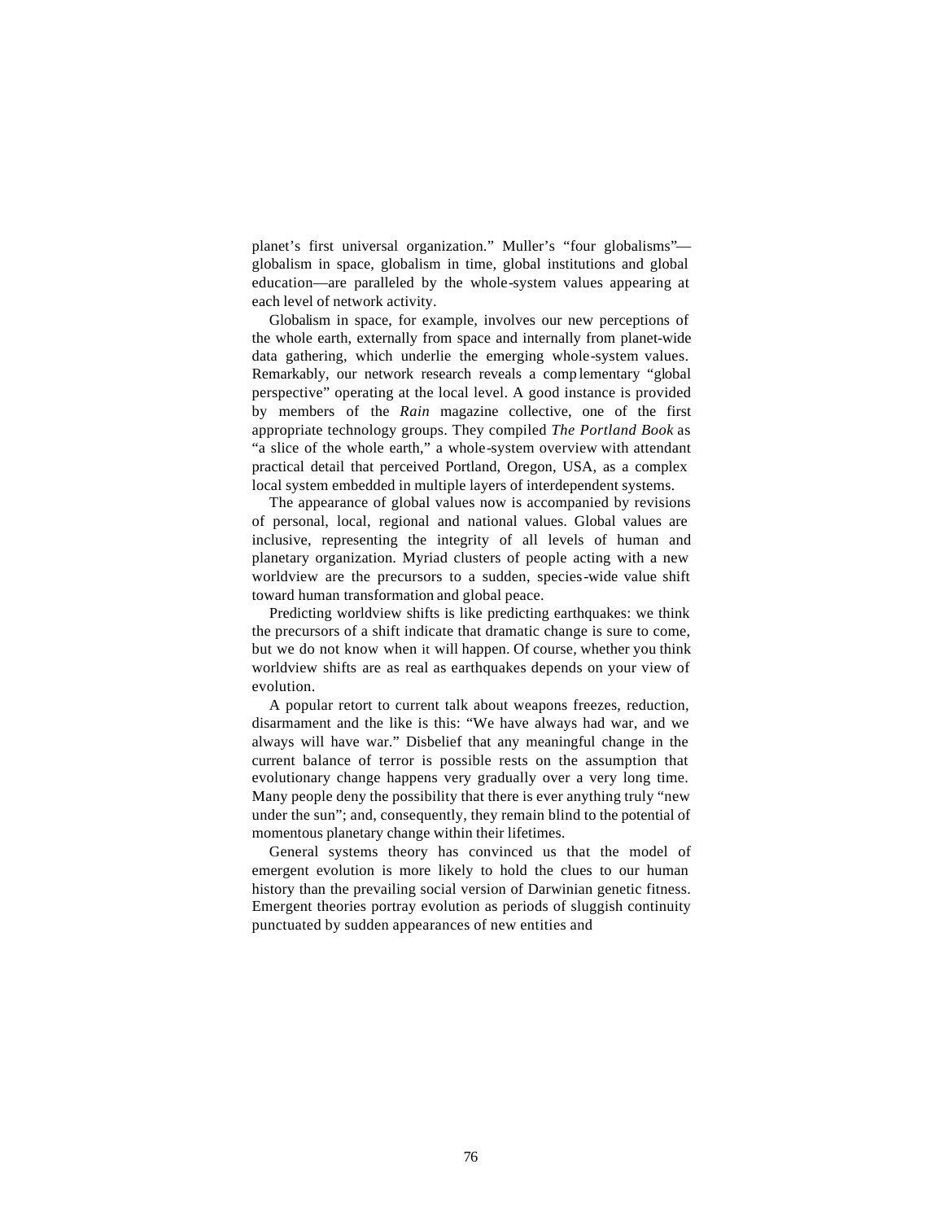planet's first universal organization." Muller's "four globalisms"—globalism in space, globalism in time, global institutions and global education—are paralleled by the whole-system values appearing at each level of network activity.

Globalism in space, for example, involves our new perceptions of the whole earth, externally from space and internally from planet-wide data gathering, which underlie the emerging whole-system values. Remarkably, our network research reveals a complementary "global perspective" operating at the local level. A good instance is provided by members of the *Rain* magazine collective, one of the first appropriate technology groups. They compiled *The Portland Book* as "a slice of the whole earth," a whole-system overview with attendant practical detail that perceived Portland, Oregon, USA, as a complex local system embedded in multiple layers of interdependent systems.

The appearance of global values now is accompanied by revisions of personal, local, regional and national values. Global values are inclusive, representing the integrity of all levels of human and planetary organization. Myriad clusters of people acting with a new worldview are the precursors to a sudden, species-wide value shift toward human transformation and global peace.

Predicting worldview shifts is like predicting earthquakes: we think the precursors of a shift indicate that dramatic change is sure to come, but we do not know when it will happen. Of course, whether you think worldview shifts are as real as earthquakes depends on your view of evolution.

A popular retort to current talk about weapons freezes, reduction, disarmament and the like is this: "We have always had war, and we always will have war." Disbelief that any meaningful change in the current balance of terror is possible rests on the assumption that evolutionary change happens very gradually over a very long time. Many people deny the possibility that there is ever anything truly "new under the sun"; and, consequently, they remain blind to the potential of momentous planetary change within their lifetimes.

General systems theory has convinced us that the model of emergent evolution is more likely to hold the clues to our human history than the prevailing social version of Darwinian genetic fitness. Emergent theories portray evolution as periods of sluggish continuity punctuated by sudden appearances of new entities and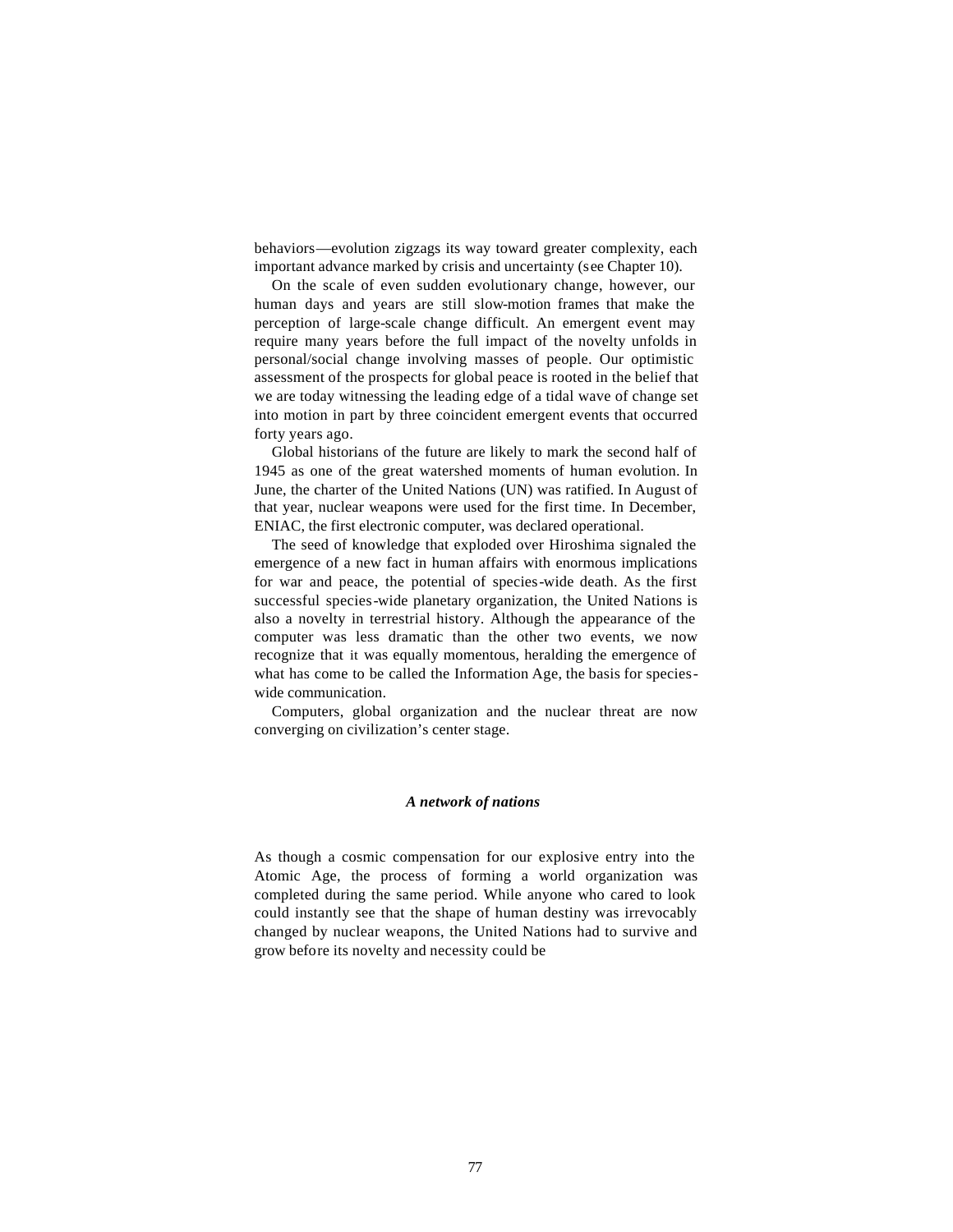behaviors—evolution zigzags its way toward greater complexity, each important advance marked by crisis and uncertainty (see Chapter 10).

On the scale of even sudden evolutionary change, however, our human days and years are still slow-motion frames that make the perception of large-scale change difficult. An emergent event may require many years before the full impact of the novelty unfolds in personal/social change involving masses of people. Our optimistic assessment of the prospects for global peace is rooted in the belief that we are today witnessing the leading edge of a tidal wave of change set into motion in part by three coincident emergent events that occurred forty years ago.

Global historians of the future are likely to mark the second half of 1945 as one of the great watershed moments of human evolution. In June, the charter of the United Nations (UN) was ratified. In August of that year, nuclear weapons were used for the first time. In December, ENIAC, the first electronic computer, was declared operational.

The seed of knowledge that exploded over Hiroshima signaled the emergence of a new fact in human affairs with enormous implications for war and peace, the potential of species-wide death. As the first successful species-wide planetary organization, the United Nations is also a novelty in terrestrial history. Although the appearance of the computer was less dramatic than the other two events, we now recognize that it was equally momentous, heralding the emergence of what has come to be called the Information Age, the basis for species-wide communication.

Computers, global organization and the nuclear threat are now converging on civilization's center stage.

### *A network of nations*

As though a cosmic compensation for our explosive entry into the Atomic Age, the process of forming a world organization was completed during the same period. While anyone who cared to look could instantly see that the shape of human destiny was irrevocably changed by nuclear weapons, the United Nations had to survive and grow before its novelty and necessity could be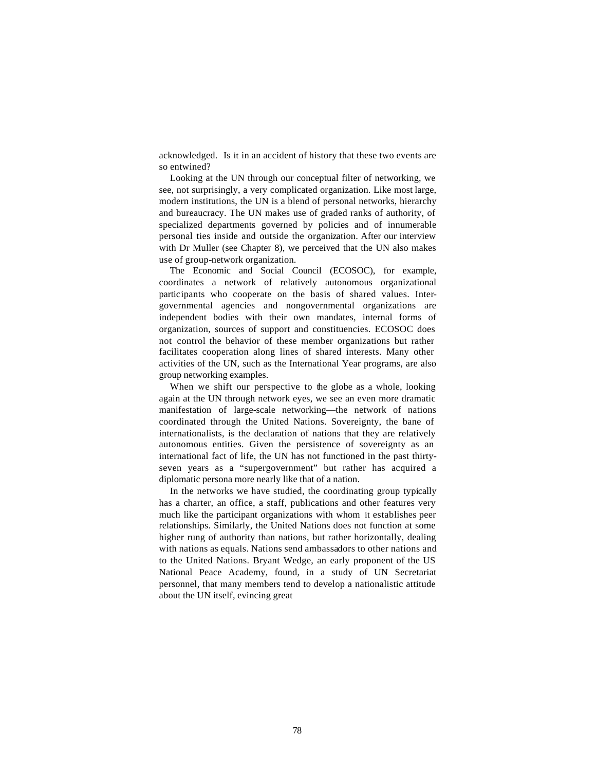acknowledged. Is it in an accident of history that these two events are so entwined?

Looking at the UN through our conceptual filter of networking, we see, not surprisingly, a very complicated organization. Like most large, modern institutions, the UN is a blend of personal networks, hierarchy and bureaucracy. The UN makes use of graded ranks of authority, of specialized departments governed by policies and of innumerable personal ties inside and outside the organization. After our interview with Dr Muller (see Chapter 8), we perceived that the UN also makes use of group-network organization.

The Economic and Social Council (ECOSOC), for example, coordinates a network of relatively autonomous organizational participants who cooperate on the basis of shared values. Inter-governmental agencies and nongovernmental organizations are independent bodies with their own mandates, internal forms of organization, sources of support and constituencies. ECOSOC does not control the behavior of these member organizations but rather facilitates cooperation along lines of shared interests. Many other activities of the UN, such as the International Year programs, are also group networking examples.

When we shift our perspective to the globe as a whole, looking again at the UN through network eyes, we see an even more dramatic manifestation of large-scale networking—the network of nations coordinated through the United Nations. Sovereignty, the bane of internationalists, is the declaration of nations that they are relatively autonomous entities. Given the persistence of sovereignty as an international fact of life, the UN has not functioned in the past thirty-seven years as a "supergovernment" but rather has acquired a diplomatic persona more nearly like that of a nation.

In the networks we have studied, the coordinating group typically has a charter, an office, a staff, publications and other features very much like the participant organizations with whom it establishes peer relationships. Similarly, the United Nations does not function at some higher rung of authority than nations, but rather horizontally, dealing with nations as equals. Nations send ambassadors to other nations and to the United Nations. Bryant Wedge, an early proponent of the US National Peace Academy, found, in a study of UN Secretariat personnel, that many members tend to develop a nationalistic attitude about the UN itself, evincing great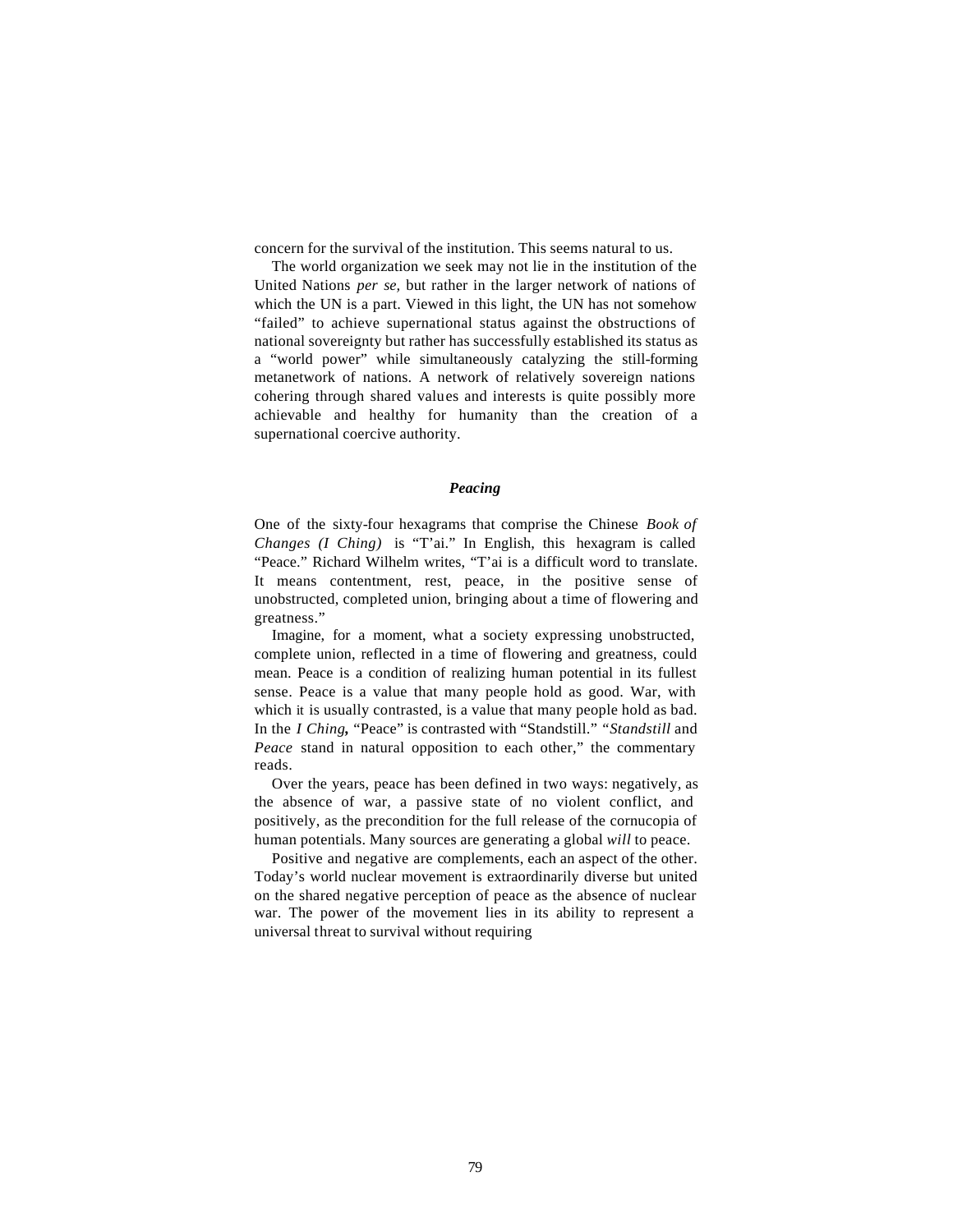concern for the survival of the institution. This seems natural to us.

The world organization we seek may not lie in the institution of the United Nations *per se,* but rather in the larger network of nations of which the UN is a part. Viewed in this light, the UN has not somehow "failed" to achieve supernational status against the obstructions of national sovereignty but rather has successfully established its status as a "world power" while simultaneously catalyzing the still-forming metanetwork of nations. A network of relatively sovereign nations cohering through shared values and interests is quite possibly more achievable and healthy for humanity than the creation of a supernational coercive authority.

### *Peacing*

One of the sixty-four hexagrams that comprise the Chinese *Book of Changes (I Ching)* is "T'ai." In English, this hexagram is called "Peace." Richard Wilhelm writes, "T'ai is a difficult word to translate. It means contentment, rest, peace, in the positive sense of unobstructed, completed union, bringing about a time of flowering and greatness."

Imagine, for a moment, what a society expressing unobstructed, complete union, reflected in a time of flowering and greatness, could mean. Peace is a condition of realizing human potential in its fullest sense. Peace is a value that many people hold as good. War, with which it is usually contrasted, is a value that many people hold as bad. In the *I Ching***,** "Peace" is contrasted with "Standstill." "*Standstill* and *Peace* stand in natural opposition to each other," the commentary reads.

Over the years, peace has been defined in two ways: negatively, as the absence of war, a passive state of no violent conflict, and positively, as the precondition for the full release of the cornucopia of human potentials. Many sources are generating a global *will* to peace.

Positive and negative are complements, each an aspect of the other. Today's world nuclear movement is extraordinarily diverse but united on the shared negative perception of peace as the absence of nuclear war. The power of the movement lies in its ability to represent a universal threat to survival without requiring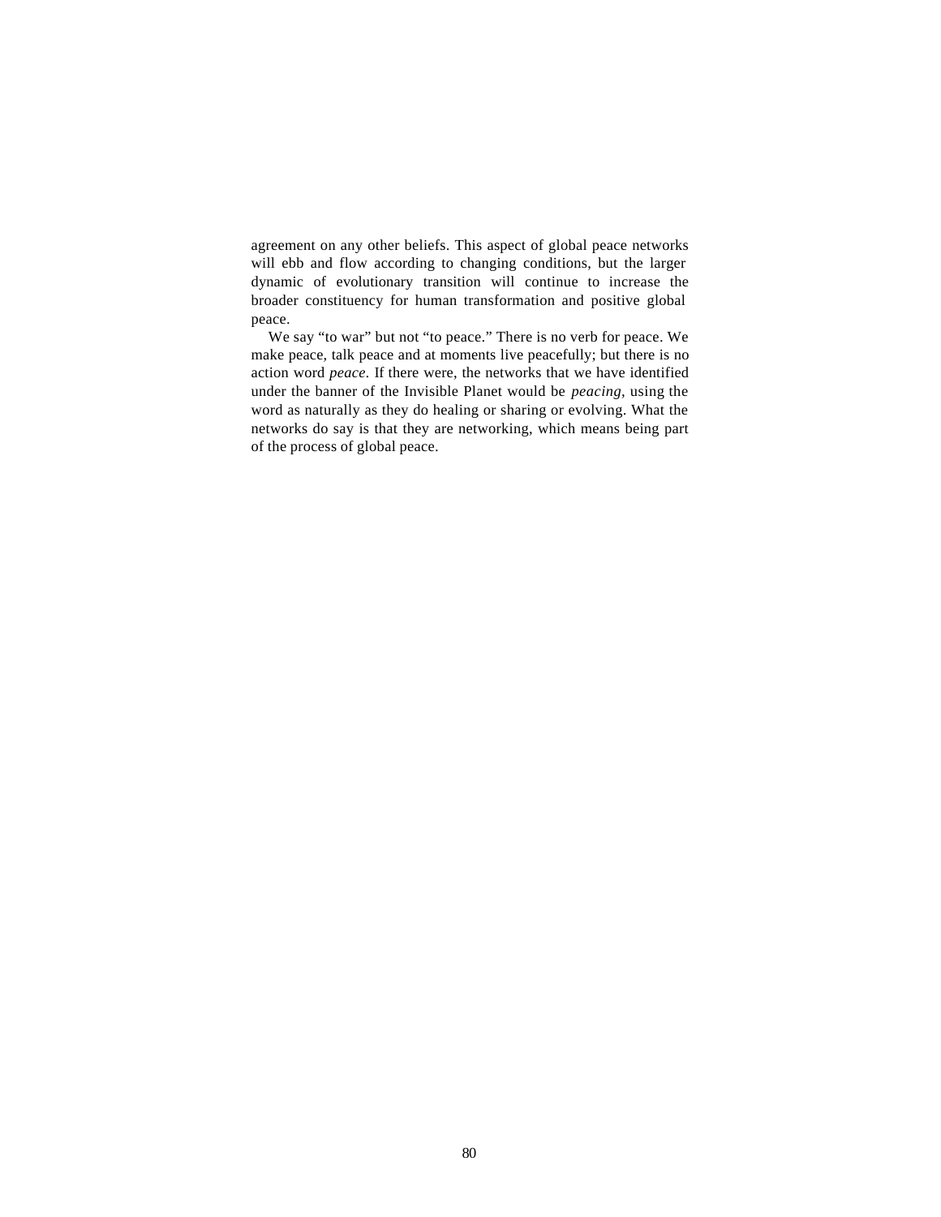agreement on any other beliefs. This aspect of global peace networks will ebb and flow according to changing conditions, but the larger dynamic of evolutionary transition will continue to increase the broader constituency for human transformation and positive global peace.

We say “to war” but not “to peace.” There is no verb for peace. We make peace, talk peace and at moments live peacefully; but there is no action word *peace*. If there were, the networks that we have identified under the banner of the Invisible Planet would be *peacing*, using the word as naturally as they do healing or sharing or evolving. What the networks do say is that they are networking, which means being part of the process of global peace.